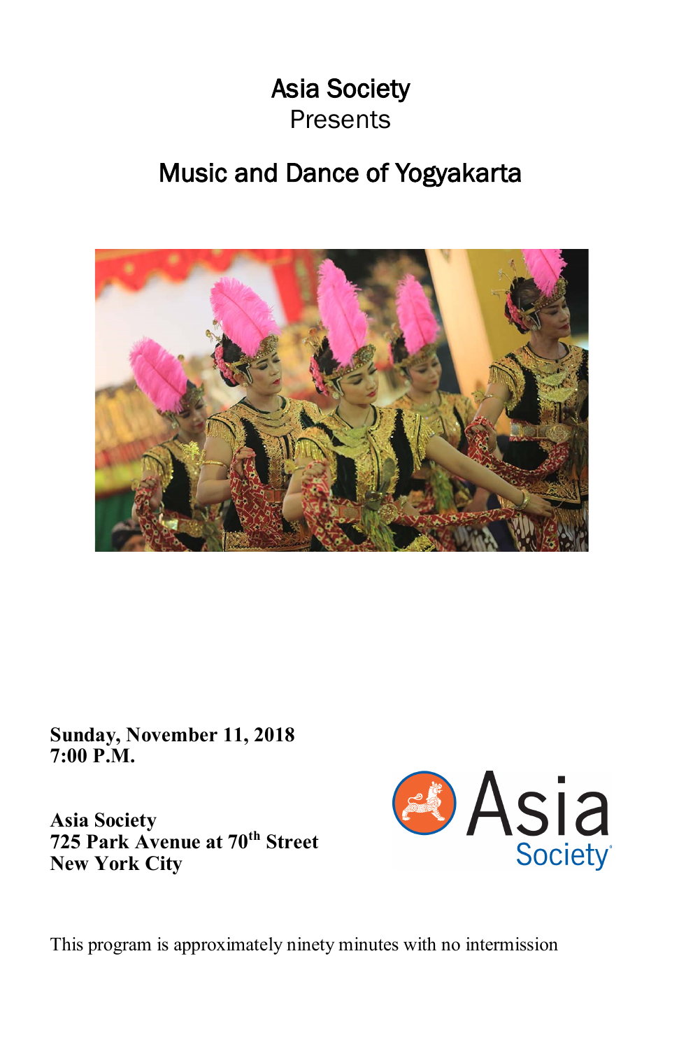# Asia Society
Presents

## Music and Dance of Yogyakarta

**Sunday, November 11, 2018**
**7:00 P.M.**

**Asia Society**
**725 Park Avenue at 70th Street**
**New York City**

This program is approximately ninety minutes with no intermission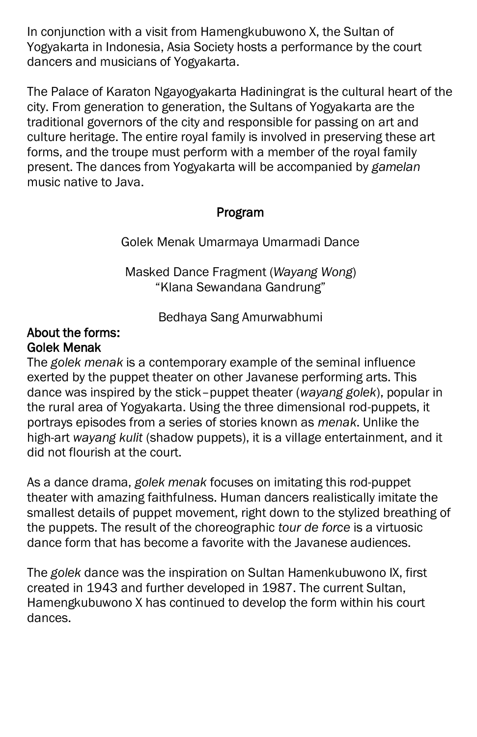In conjunction with a visit from Hamengkubuwono X, the Sultan of Yogyakarta in Indonesia, Asia Society hosts a performance by the court dancers and musicians of Yogyakarta.

The Palace of Karaton Ngayogyakarta Hadiningrat is the cultural heart of the city. From generation to generation, the Sultans of Yogyakarta are the traditional governors of the city and responsible for passing on art and culture heritage. The entire royal family is involved in preserving these art forms, and the troupe must perform with a member of the royal family present. The dances from Yogyakarta will be accompanied by *gamelan* music native to Java.

## Program

Golek Menak Umarmaya Umarmadi Dance

Masked Dance Fragment (*Wayang Wong*)
"Klana Sewandana Gandrung"

Bedhaya Sang Amurwabhumi

## About the forms:

### Golek Menak

The *golek menak* is a contemporary example of the seminal influence exerted by the puppet theater on other Javanese performing arts. This dance was inspired by the stick–puppet theater (*wayang golek*), popular in the rural area of Yogyakarta. Using the three dimensional rod-puppets, it portrays episodes from a series of stories known as *menak*. Unlike the high-art *wayang kulit* (shadow puppets), it is a village entertainment, and it did not flourish at the court.

As a dance drama, *golek menak* focuses on imitating this rod-puppet theater with amazing faithfulness. Human dancers realistically imitate the smallest details of puppet movement, right down to the stylized breathing of the puppets. The result of the choreographic *tour de force* is a virtuosic dance form that has become a favorite with the Javanese audiences.

The *golek* dance was the inspiration on Sultan Hamenkubuwono IX, first created in 1943 and further developed in 1987. The current Sultan, Hamengkubuwono X has continued to develop the form within his court dances.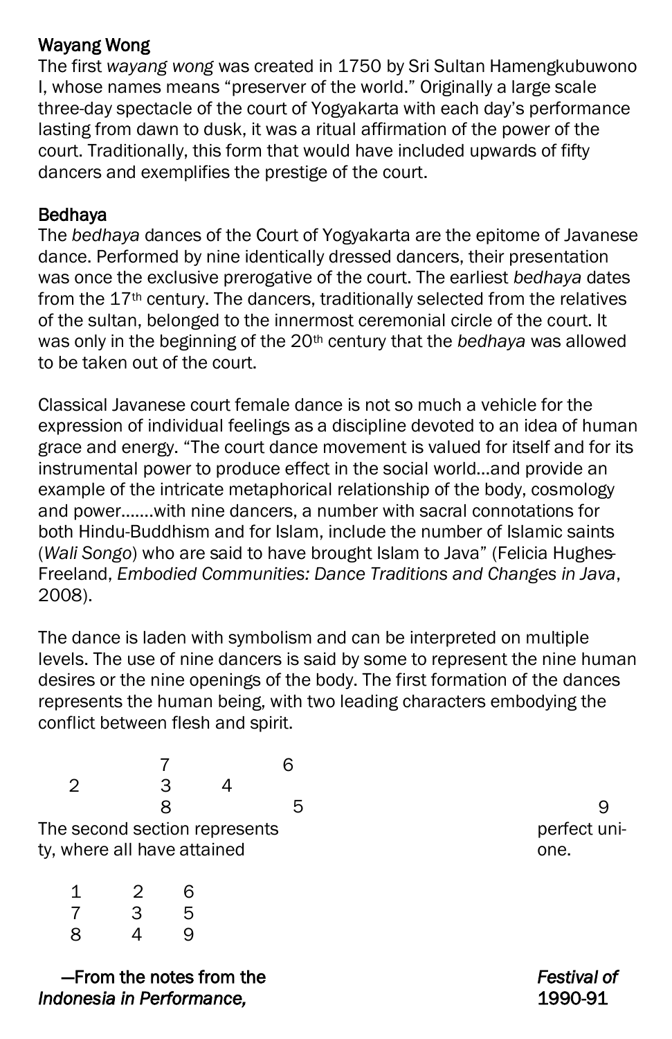**Wayang Wong**

The first *wayang wong* was created in 1750 by Sri Sultan Hamengkubuwono I, whose names means "preserver of the world." Originally a large scale three-day spectacle of the court of Yogyakarta with each day's performance lasting from dawn to dusk, it was a ritual affirmation of the power of the court. Traditionally, this form that would have included upwards of fifty dancers and exemplifies the prestige of the court.

**Bedhaya**

The *bedhaya* dances of the Court of Yogyakarta are the epitome of Javanese dance. Performed by nine identically dressed dancers, their presentation was once the exclusive prerogative of the court. The earliest *bedhaya* dates from the 17th century. The dancers, traditionally selected from the relatives of the sultan, belonged to the innermost ceremonial circle of the court. It was only in the beginning of the 20th century that the *bedhaya* was allowed to be taken out of the court.

Classical Javanese court female dance is not so much a vehicle for the expression of individual feelings as a discipline devoted to an idea of human grace and energy. "The court dance movement is valued for itself and for its instrumental power to produce effect in the social world…and provide an example of the intricate metaphorical relationship of the body, cosmology and power…….with nine dancers, a number with sacral connotations for both Hindu-Buddhism and for Islam, include the number of Islamic saints (*Wali Songo*) who are said to have brought Islam to Java" (Felicia Hughes-Freeland, *Embodied Communities: Dance Traditions and Changes in Java*, 2008).

The dance is laden with symbolism and can be interpreted on multiple levels. The use of nine dancers is said by some to represent the nine human desires or the nine openings of the body. The first formation of the dances represents the human being, with two leading characters embodying the conflict between flesh and spirit.

```
          7         6
  2       3    4
          8          5                    9
```

The second section represents perfect unity, where all have attained one.

```
  1    2    6
  7    3    5
  8    4    9
```

**—From the notes from the *Festival of Indonesia in Performance,* 1990-91**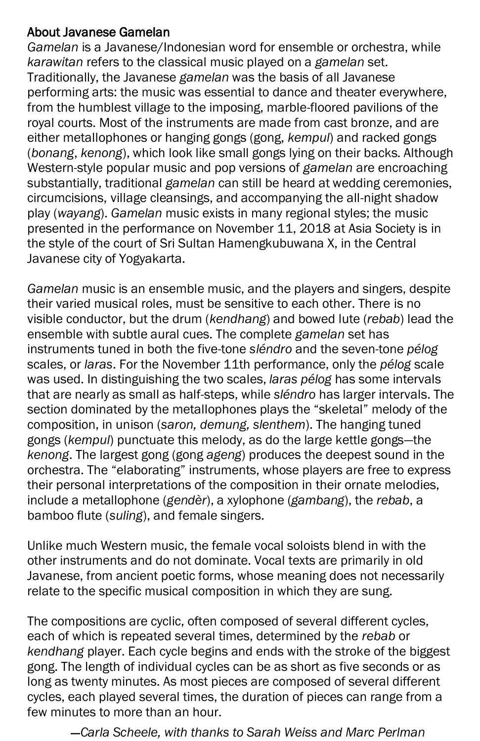**About Javanese Gamelan**

*Gamelan* is a Javanese/Indonesian word for ensemble or orchestra, while *karawitan* refers to the classical music played on a *gamelan* set. Traditionally, the Javanese *gamelan* was the basis of all Javanese performing arts: the music was essential to dance and theater everywhere, from the humblest village to the imposing, marble-floored pavilions of the royal courts. Most of the instruments are made from cast bronze, and are either metallophones or hanging gongs (gong, *kempul*) and racked gongs (*bonang*, *kenong*), which look like small gongs lying on their backs. Although Western-style popular music and pop versions of *gamelan* are encroaching substantially, traditional *gamelan* can still be heard at wedding ceremonies, circumcisions, village cleansings, and accompanying the all-night shadow play (*wayang*). *Gamelan* music exists in many regional styles; the music presented in the performance on November 11, 2018 at Asia Society is in the style of the court of Sri Sultan Hamengkubuwana X, in the Central Javanese city of Yogyakarta.

*Gamelan* music is an ensemble music, and the players and singers, despite their varied musical roles, must be sensitive to each other. There is no visible conductor, but the drum (*kendhang*) and bowed lute (*rebab*) lead the ensemble with subtle aural cues. The complete *gamelan* set has instruments tuned in both the five-tone *sléndro* and the seven-tone *pélog* scales, or *laras*. For the November 11th performance, only the *pélog* scale was used. In distinguishing the two scales, *laras pélog* has some intervals that are nearly as small as half-steps, while *sléndro* has larger intervals. The section dominated by the metallophones plays the "skeletal" melody of the composition, in unison (*saron, demung, slenthem*). The hanging tuned gongs (*kempul*) punctuate this melody, as do the large kettle gongs—the *kenong*. The largest gong (gong *ageng*) produces the deepest sound in the orchestra. The "elaborating" instruments, whose players are free to express their personal interpretations of the composition in their ornate melodies, include a metallophone (*gendèr*), a xylophone (*gambang*), the *rebab*, a bamboo flute (*suling*), and female singers.

Unlike much Western music, the female vocal soloists blend in with the other instruments and do not dominate. Vocal texts are primarily in old Javanese, from ancient poetic forms, whose meaning does not necessarily relate to the specific musical composition in which they are sung.

The compositions are cyclic, often composed of several different cycles, each of which is repeated several times, determined by the *rebab* or *kendhang* player. Each cycle begins and ends with the stroke of the biggest gong. The length of individual cycles can be as short as five seconds or as long as twenty minutes. As most pieces are composed of several different cycles, each played several times, the duration of pieces can range from a few minutes to more than an hour.

—*Carla Scheele, with thanks to Sarah Weiss and Marc Perlman*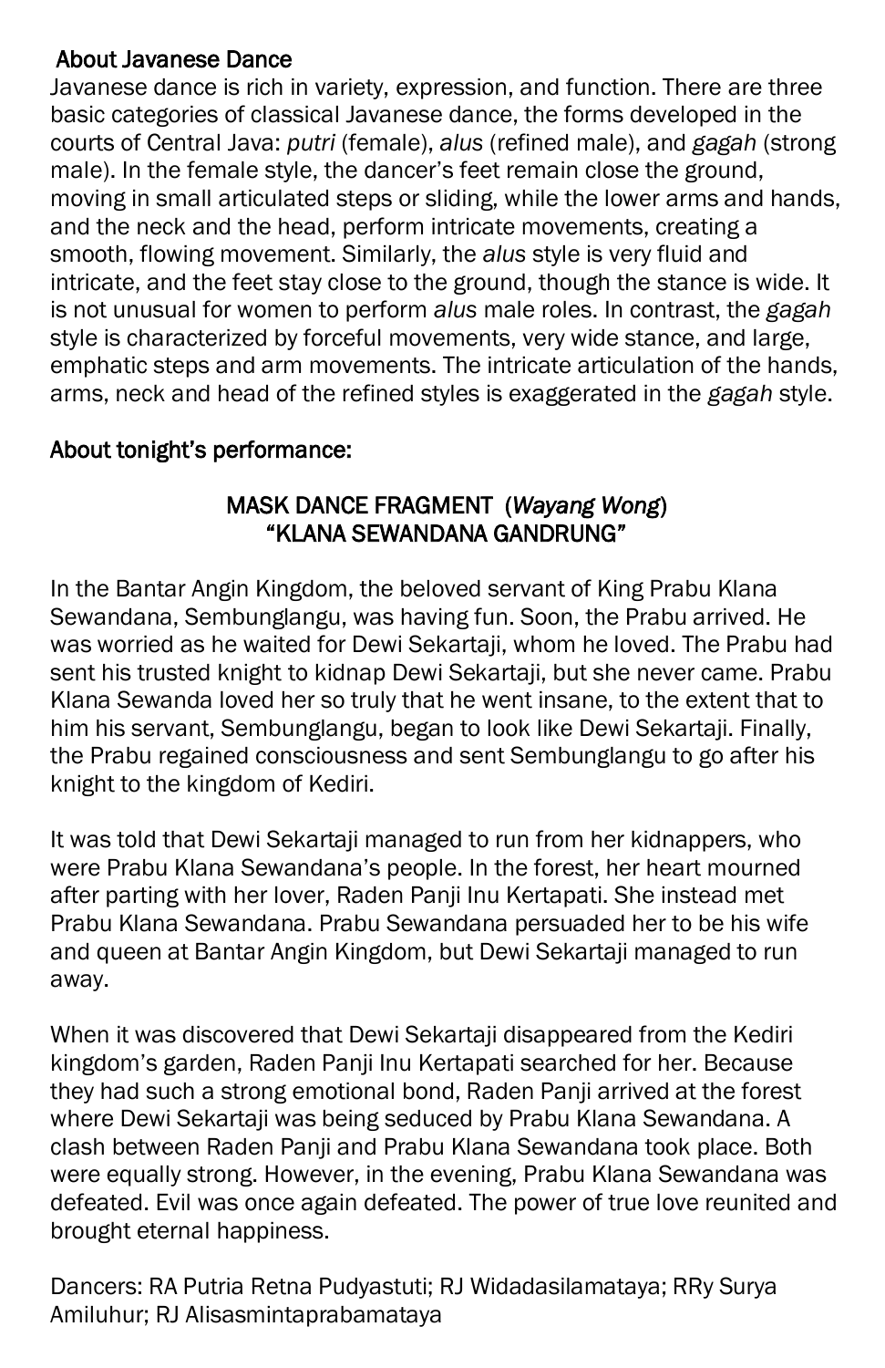## About Javanese Dance

Javanese dance is rich in variety, expression, and function. There are three basic categories of classical Javanese dance, the forms developed in the courts of Central Java: *putri* (female), *alus* (refined male), and *gagah* (strong male). In the female style, the dancer's feet remain close the ground, moving in small articulated steps or sliding, while the lower arms and hands, and the neck and the head, perform intricate movements, creating a smooth, flowing movement. Similarly, the *alus* style is very fluid and intricate, and the feet stay close to the ground, though the stance is wide. It is not unusual for women to perform *alus* male roles. In contrast, the *gagah* style is characterized by forceful movements, very wide stance, and large, emphatic steps and arm movements. The intricate articulation of the hands, arms, neck and head of the refined styles is exaggerated in the *gagah* style.

## About tonight's performance:

### MASK DANCE FRAGMENT (*Wayang Wong*)
### "KLANA SEWANDANA GANDRUNG"

In the Bantar Angin Kingdom, the beloved servant of King Prabu Klana Sewandana, Sembunglangu, was having fun. Soon, the Prabu arrived. He was worried as he waited for Dewi Sekartaji, whom he loved. The Prabu had sent his trusted knight to kidnap Dewi Sekartaji, but she never came. Prabu Klana Sewanda loved her so truly that he went insane, to the extent that to him his servant, Sembunglangu, began to look like Dewi Sekartaji. Finally, the Prabu regained consciousness and sent Sembunglangu to go after his knight to the kingdom of Kediri.

It was told that Dewi Sekartaji managed to run from her kidnappers, who were Prabu Klana Sewandana's people. In the forest, her heart mourned after parting with her lover, Raden Panji Inu Kertapati. She instead met Prabu Klana Sewandana. Prabu Sewandana persuaded her to be his wife and queen at Bantar Angin Kingdom, but Dewi Sekartaji managed to run away.

When it was discovered that Dewi Sekartaji disappeared from the Kediri kingdom's garden, Raden Panji Inu Kertapati searched for her. Because they had such a strong emotional bond, Raden Panji arrived at the forest where Dewi Sekartaji was being seduced by Prabu Klana Sewandana. A clash between Raden Panji and Prabu Klana Sewandana took place. Both were equally strong. However, in the evening, Prabu Klana Sewandana was defeated. Evil was once again defeated. The power of true love reunited and brought eternal happiness.

Dancers: RA Putria Retna Pudyastuti; RJ Widadasilamataya; RRy Surya Amiluhur; RJ Alisasmintaprabamataya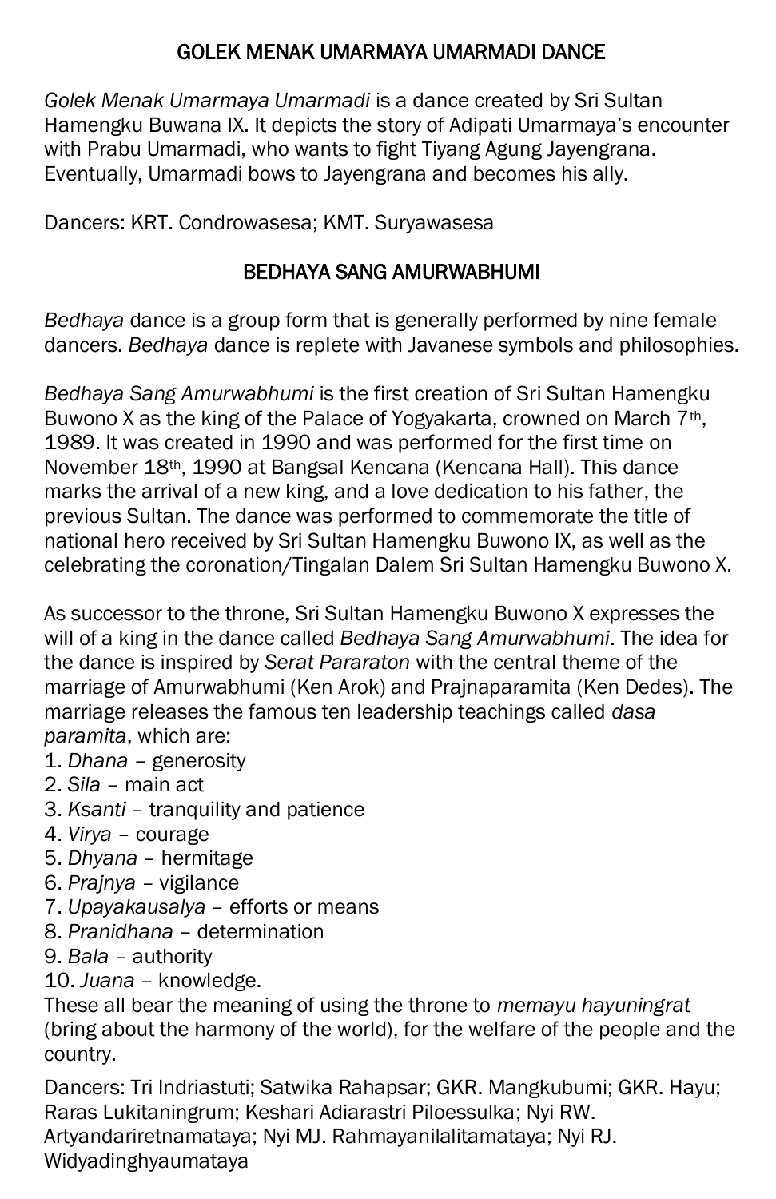## GOLEK MENAK UMARMAYA UMARMADI DANCE

*Golek Menak Umarmaya Umarmadi* is a dance created by Sri Sultan Hamengku Buwana IX. It depicts the story of Adipati Umarmaya's encounter with Prabu Umarmadi, who wants to fight Tiyang Agung Jayengrana. Eventually, Umarmadi bows to Jayengrana and becomes his ally.

Dancers: KRT. Condrowasesa; KMT. Suryawasesa

## BEDHAYA SANG AMURWABHUMI

*Bedhaya* dance is a group form that is generally performed by nine female dancers. *Bedhaya* dance is replete with Javanese symbols and philosophies.

*Bedhaya Sang Amurwabhumi* is the first creation of Sri Sultan Hamengku Buwono X as the king of the Palace of Yogyakarta, crowned on March 7th, 1989. It was created in 1990 and was performed for the first time on November 18th, 1990 at Bangsal Kencana (Kencana Hall). This dance marks the arrival of a new king, and a love dedication to his father, the previous Sultan. The dance was performed to commemorate the title of national hero received by Sri Sultan Hamengku Buwono IX, as well as the celebrating the coronation/Tingalan Dalem Sri Sultan Hamengku Buwono X.

As successor to the throne, Sri Sultan Hamengku Buwono X expresses the will of a king in the dance called *Bedhaya Sang Amurwabhumi*. The idea for the dance is inspired by *Serat Pararaton* with the central theme of the marriage of Amurwabhumi (Ken Arok) and Prajnaparamita (Ken Dedes). The marriage releases the famous ten leadership teachings called *dasa paramita*, which are:

1. *Dhana* – generosity
2. *Sila* – main act
3. *Ksanti* – tranquility and patience
4. *Virya* – courage
5. *Dhyana* – hermitage
6. *Prajnya* – vigilance
7. *Upayakausalya* – efforts or means
8. *Pranidhana* – determination
9. *Bala* – authority
10. *Juana* – knowledge.

These all bear the meaning of using the throne to *memayu hayuningrat* (bring about the harmony of the world), for the welfare of the people and the country.

Dancers: Tri Indriastuti; Satwika Rahapsar; GKR. Mangkubumi; GKR. Hayu; Raras Lukitaningrum; Keshari Adiarastri Piloessulka; Nyi RW. Artyandariretnamataya; Nyi MJ. Rahmayanilalitamataya; Nyi RJ. Widyadinghyaumataya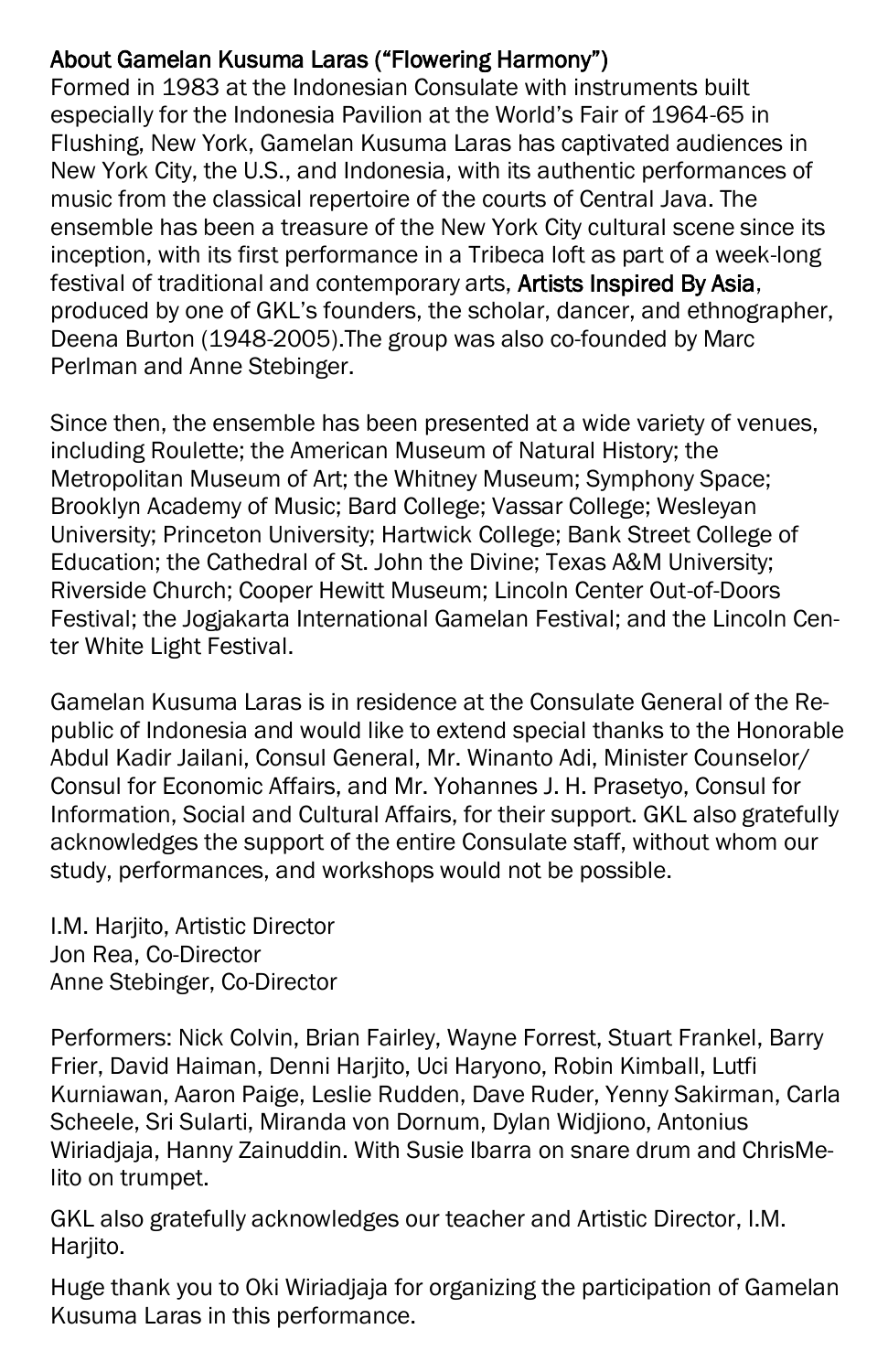## About Gamelan Kusuma Laras ("Flowering Harmony")

Formed in 1983 at the Indonesian Consulate with instruments built especially for the Indonesia Pavilion at the World's Fair of 1964-65 in Flushing, New York, Gamelan Kusuma Laras has captivated audiences in New York City, the U.S., and Indonesia, with its authentic performances of music from the classical repertoire of the courts of Central Java. The ensemble has been a treasure of the New York City cultural scene since its inception, with its first performance in a Tribeca loft as part of a week-long festival of traditional and contemporary arts, **Artists Inspired By Asia**, produced by one of GKL's founders, the scholar, dancer, and ethnographer, Deena Burton (1948-2005).The group was also co-founded by Marc Perlman and Anne Stebinger.

Since then, the ensemble has been presented at a wide variety of venues, including Roulette; the American Museum of Natural History; the Metropolitan Museum of Art; the Whitney Museum; Symphony Space; Brooklyn Academy of Music; Bard College; Vassar College; Wesleyan University; Princeton University; Hartwick College; Bank Street College of Education; the Cathedral of St. John the Divine; Texas A&M University; Riverside Church; Cooper Hewitt Museum; Lincoln Center Out-of-Doors Festival; the Jogjakarta International Gamelan Festival; and the Lincoln Center White Light Festival.

Gamelan Kusuma Laras is in residence at the Consulate General of the Republic of Indonesia and would like to extend special thanks to the Honorable Abdul Kadir Jailani, Consul General, Mr. Winanto Adi, Minister Counselor/ Consul for Economic Affairs, and Mr. Yohannes J. H. Prasetyo, Consul for Information, Social and Cultural Affairs, for their support. GKL also gratefully acknowledges the support of the entire Consulate staff, without whom our study, performances, and workshops would not be possible.

I.M. Harjito, Artistic Director
Jon Rea, Co-Director
Anne Stebinger, Co-Director

Performers: Nick Colvin, Brian Fairley, Wayne Forrest, Stuart Frankel, Barry Frier, David Haiman, Denni Harjito, Uci Haryono, Robin Kimball, Lutfi Kurniawan, Aaron Paige, Leslie Rudden, Dave Ruder, Yenny Sakirman, Carla Scheele, Sri Sularti, Miranda von Dornum, Dylan Widjiono, Antonius Wiriadjaja, Hanny Zainuddin. With Susie Ibarra on snare drum and ChrisMelito on trumpet.

GKL also gratefully acknowledges our teacher and Artistic Director, I.M. Harjito.

Huge thank you to Oki Wiriadjaja for organizing the participation of Gamelan Kusuma Laras in this performance.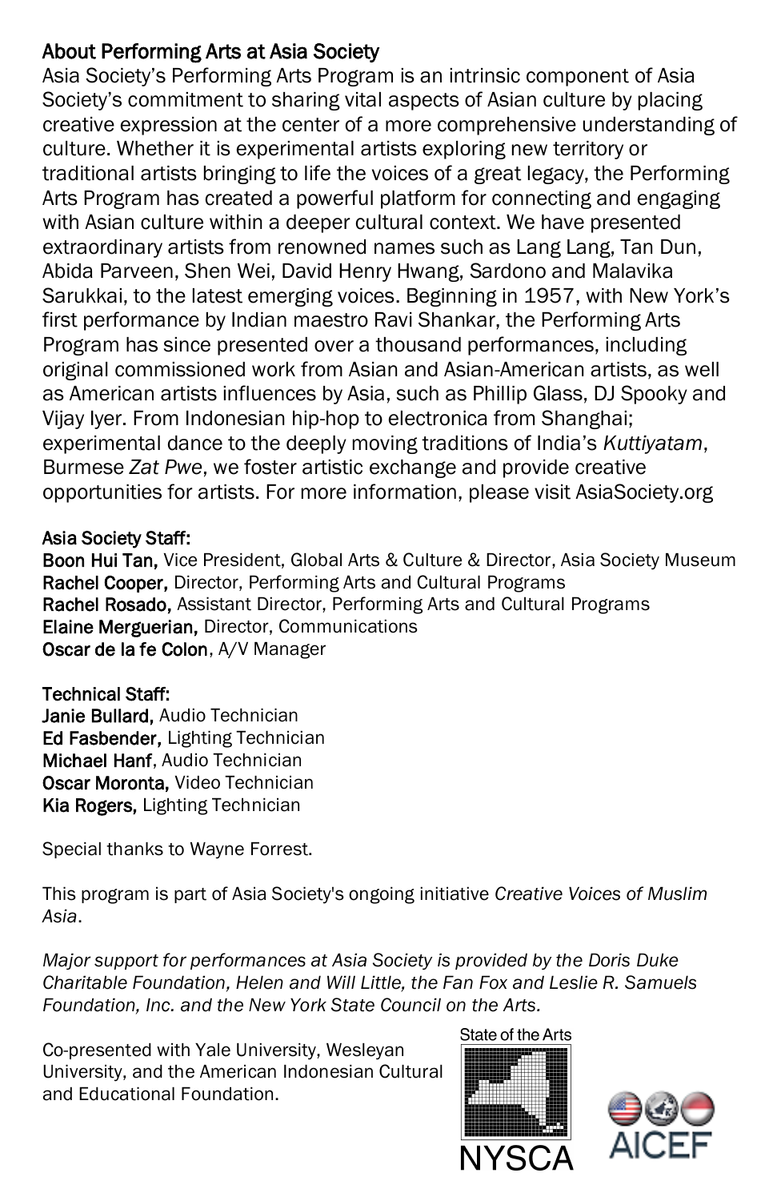## About Performing Arts at Asia Society

Asia Society's Performing Arts Program is an intrinsic component of Asia Society's commitment to sharing vital aspects of Asian culture by placing creative expression at the center of a more comprehensive understanding of culture. Whether it is experimental artists exploring new territory or traditional artists bringing to life the voices of a great legacy, the Performing Arts Program has created a powerful platform for connecting and engaging with Asian culture within a deeper cultural context. We have presented extraordinary artists from renowned names such as Lang Lang, Tan Dun, Abida Parveen, Shen Wei, David Henry Hwang, Sardono and Malavika Sarukkai, to the latest emerging voices. Beginning in 1957, with New York's first performance by Indian maestro Ravi Shankar, the Performing Arts Program has since presented over a thousand performances, including original commissioned work from Asian and Asian-American artists, as well as American artists influences by Asia, such as Phillip Glass, DJ Spooky and Vijay Iyer. From Indonesian hip-hop to electronica from Shanghai; experimental dance to the deeply moving traditions of India's *Kuttiyatam*, Burmese *Zat Pwe*, we foster artistic exchange and provide creative opportunities for artists. For more information, please visit AsiaSociety.org

### Asia Society Staff:

**Boon Hui Tan,** Vice President, Global Arts & Culture & Director, Asia Society Museum
**Rachel Cooper,** Director, Performing Arts and Cultural Programs
**Rachel Rosado,** Assistant Director, Performing Arts and Cultural Programs
**Elaine Merguerian,** Director, Communications
**Oscar de la fe Colon**, A/V Manager

### Technical Staff:

**Janie Bullard,** Audio Technician
**Ed Fasbender,** Lighting Technician
**Michael Hanf**, Audio Technician
**Oscar Moronta,** Video Technician
**Kia Rogers,** Lighting Technician

Special thanks to Wayne Forrest.

This program is part of Asia Society's ongoing initiative *Creative Voices of Muslim Asia*.

*Major support for performances at Asia Society is provided by the Doris Duke Charitable Foundation, Helen and Will Little, the Fan Fox and Leslie R. Samuels Foundation, Inc. and the New York State Council on the Arts.*

Co-presented with Yale University, Wesleyan University, and the American Indonesian Cultural and Educational Foundation.

State of the Arts
NYSCA

AICEF